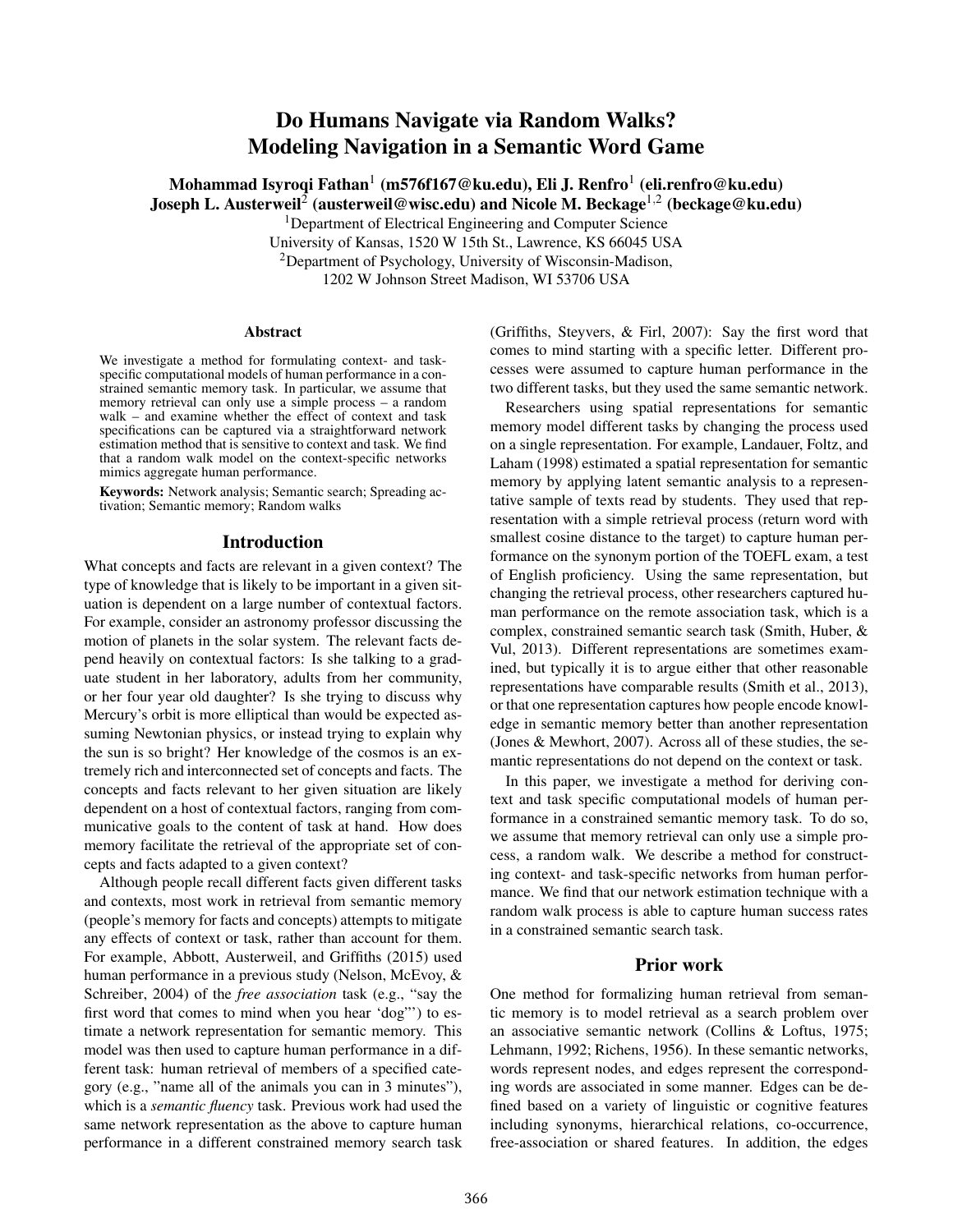# Do Humans Navigate via Random Walks? Modeling Navigation in a Semantic Word Game

**Mohammad Isyroqi Fathan[1] (m576f167@ku.edu), Eli J. Renfro[1] (eli.renfro@ku.edu)**
**Joseph L. Austerweil[2] (austerweil@wisc.edu) and Nicole M. Beckage[1,2] (beckage@ku.edu)**

[1]Department of Electrical Engineering and Computer Science
University of Kansas, 1520 W 15th St., Lawrence, KS 66045 USA
[2]Department of Psychology, University of Wisconsin-Madison,
1202 W Johnson Street Madison, WI 53706 USA

## Abstract

We investigate a method for formulating context- and task-specific computational models of human performance in a constrained semantic memory task. In particular, we assume that memory retrieval can only use a simple process – a random walk – and examine whether the effect of context and task specifications can be captured via a straightforward network estimation method that is sensitive to context and task. We find that a random walk model on the context-specific networks mimics aggregate human performance.

**Keywords:** Network analysis; Semantic search; Spreading activation; Semantic memory; Random walks

## Introduction

What concepts and facts are relevant in a given context? The type of knowledge that is likely to be important in a given situation is dependent on a large number of contextual factors. For example, consider an astronomy professor discussing the motion of planets in the solar system. The relevant facts depend heavily on contextual factors: Is she talking to a graduate student in her laboratory, adults from her community, or her four year old daughter? Is she trying to discuss why Mercury's orbit is more elliptical than would be expected assuming Newtonian physics, or instead trying to explain why the sun is so bright? Her knowledge of the cosmos is an extremely rich and interconnected set of concepts and facts. The concepts and facts relevant to her given situation are likely dependent on a host of contextual factors, ranging from communicative goals to the content of task at hand. How does memory facilitate the retrieval of the appropriate set of concepts and facts adapted to a given context?

Although people recall different facts given different tasks and contexts, most work in retrieval from semantic memory (people's memory for facts and concepts) attempts to mitigate any effects of context or task, rather than account for them. For example, Abbott, Austerweil, and Griffiths (2015) used human performance in a previous study (Nelson, McEvoy, & Schreiber, 2004) of the *free association* task (e.g., "say the first word that comes to mind when you hear 'dog"') to estimate a network representation for semantic memory. This model was then used to capture human performance in a different task: human retrieval of members of a specified category (e.g., "name all of the animals you can in 3 minutes"), which is a *semantic fluency* task. Previous work had used the same network representation as the above to capture human performance in a different constrained memory search task (Griffiths, Steyvers, & Firl, 2007): Say the first word that comes to mind starting with a specific letter. Different processes were assumed to capture human performance in the two different tasks, but they used the same semantic network.

Researchers using spatial representations for semantic memory model different tasks by changing the process used on a single representation. For example, Landauer, Foltz, and Laham (1998) estimated a spatial representation for semantic memory by applying latent semantic analysis to a representative sample of texts read by students. They used that representation with a simple retrieval process (return word with smallest cosine distance to the target) to capture human performance on the synonym portion of the TOEFL exam, a test of English proficiency. Using the same representation, but changing the retrieval process, other researchers captured human performance on the remote association task, which is a complex, constrained semantic search task (Smith, Huber, & Vul, 2013). Different representations are sometimes examined, but typically it is to argue either that other reasonable representations have comparable results (Smith et al., 2013), or that one representation captures how people encode knowledge in semantic memory better than another representation (Jones & Mewhort, 2007). Across all of these studies, the semantic representations do not depend on the context or task.

In this paper, we investigate a method for deriving context and task specific computational models of human performance in a constrained semantic memory task. To do so, we assume that memory retrieval can only use a simple process, a random walk. We describe a method for constructing context- and task-specific networks from human performance. We find that our network estimation technique with a random walk process is able to capture human success rates in a constrained semantic search task.

## Prior work

One method for formalizing human retrieval from semantic memory is to model retrieval as a search problem over an associative semantic network (Collins & Loftus, 1975; Lehmann, 1992; Richens, 1956). In these semantic networks, words represent nodes, and edges represent the corresponding words are associated in some manner. Edges can be defined based on a variety of linguistic or cognitive features including synonyms, hierarchical relations, co-occurrence, free-association or shared features. In addition, the edges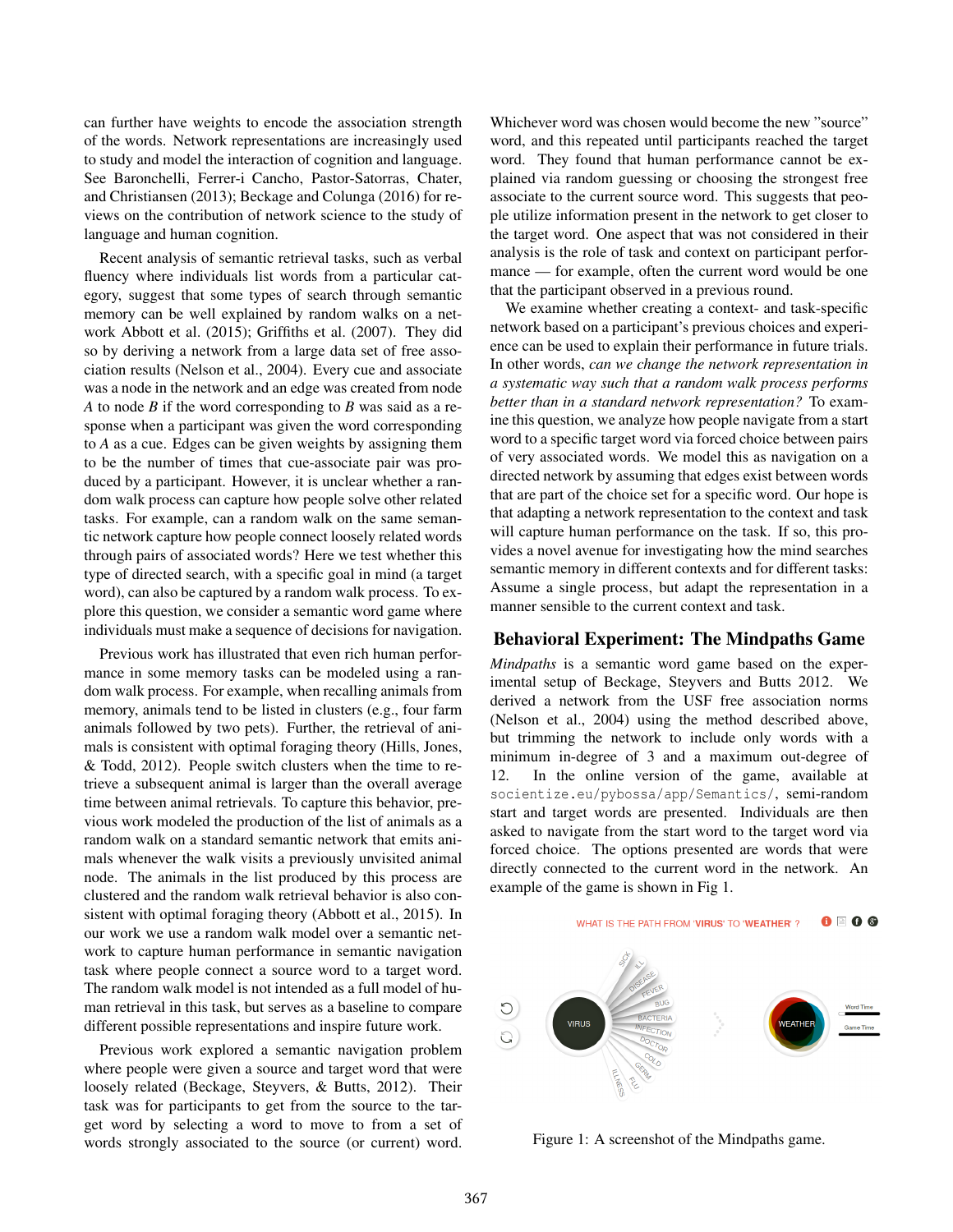can further have weights to encode the association strength of the words. Network representations are increasingly used to study and model the interaction of cognition and language. See Baronchelli, Ferrer-i Cancho, Pastor-Satorras, Chater, and Christiansen (2013); Beckage and Colunga (2016) for reviews on the contribution of network science to the study of language and human cognition.

Recent analysis of semantic retrieval tasks, such as verbal fluency where individuals list words from a particular category, suggest that some types of search through semantic memory can be well explained by random walks on a network Abbott et al. (2015); Griffiths et al. (2007). They did so by deriving a network from a large data set of free association results (Nelson et al., 2004). Every cue and associate was a node in the network and an edge was created from node *A* to node *B* if the word corresponding to *B* was said as a response when a participant was given the word corresponding to *A* as a cue. Edges can be given weights by assigning them to be the number of times that cue-associate pair was produced by a participant. However, it is unclear whether a random walk process can capture how people solve other related tasks. For example, can a random walk on the same semantic network capture how people connect loosely related words through pairs of associated words? Here we test whether this type of directed search, with a specific goal in mind (a target word), can also be captured by a random walk process. To explore this question, we consider a semantic word game where individuals must make a sequence of decisions for navigation.

Previous work has illustrated that even rich human performance in some memory tasks can be modeled using a random walk process. For example, when recalling animals from memory, animals tend to be listed in clusters (e.g., four farm animals followed by two pets). Further, the retrieval of animals is consistent with optimal foraging theory (Hills, Jones, & Todd, 2012). People switch clusters when the time to retrieve a subsequent animal is larger than the overall average time between animal retrievals. To capture this behavior, previous work modeled the production of the list of animals as a random walk on a standard semantic network that emits animals whenever the walk visits a previously unvisited animal node. The animals in the list produced by this process are clustered and the random walk retrieval behavior is also consistent with optimal foraging theory (Abbott et al., 2015). In our work we use a random walk model over a semantic network to capture human performance in semantic navigation task where people connect a source word to a target word. The random walk model is not intended as a full model of human retrieval in this task, but serves as a baseline to compare different possible representations and inspire future work.

Previous work explored a semantic navigation problem where people were given a source and target word that were loosely related (Beckage, Steyvers, & Butts, 2012). Their task was for participants to get from the source to the target word by selecting a word to move to from a set of words strongly associated to the source (or current) word. Whichever word was chosen would become the new "source" word, and this repeated until participants reached the target word. They found that human performance cannot be explained via random guessing or choosing the strongest free associate to the current source word. This suggests that people utilize information present in the network to get closer to the target word. One aspect that was not considered in their analysis is the role of task and context on participant performance — for example, often the current word would be one that the participant observed in a previous round.

We examine whether creating a context- and task-specific network based on a participant's previous choices and experience can be used to explain their performance in future trials. In other words, *can we change the network representation in a systematic way such that a random walk process performs better than in a standard network representation?* To examine this question, we analyze how people navigate from a start word to a specific target word via forced choice between pairs of very associated words. We model this as navigation on a directed network by assuming that edges exist between words that are part of the choice set for a specific word. Our hope is that adapting a network representation to the context and task will capture human performance on the task. If so, this provides a novel avenue for investigating how the mind searches semantic memory in different contexts and for different tasks: Assume a single process, but adapt the representation in a manner sensible to the current context and task.

## Behavioral Experiment: The Mindpaths Game

*Mindpaths* is a semantic word game based on the experimental setup of Beckage, Steyvers and Butts 2012. We derived a network from the USF free association norms (Nelson et al., 2004) using the method described above, but trimming the network to include only words with a minimum in-degree of 3 and a maximum out-degree of 12. In the online version of the game, available at `socientize.eu/pybossa/app/Semantics/`, semi-random start and target words are presented. Individuals are then asked to navigate from the start word to the target word via forced choice. The options presented are words that were directly connected to the current word in the network. An example of the game is shown in Fig 1.

Figure 1: A screenshot of the Mindpaths game.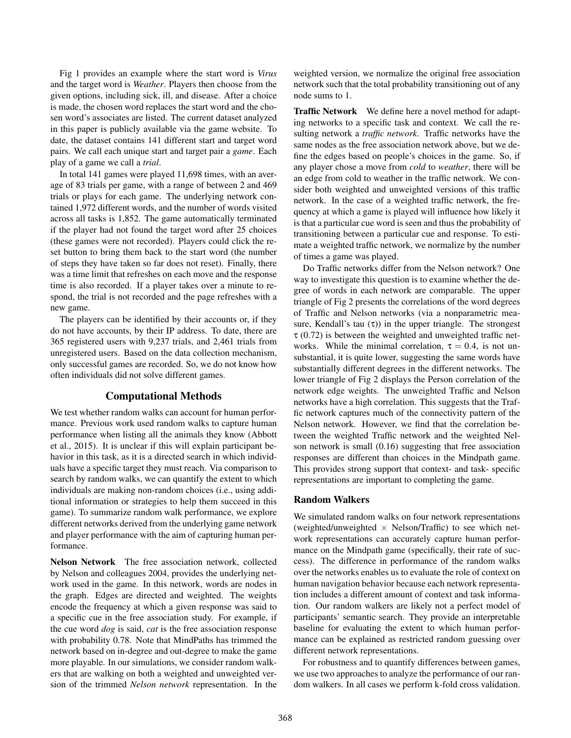Fig 1 provides an example where the start word is *Virus* and the target word is *Weather*. Players then choose from the given options, including sick, ill, and disease. After a choice is made, the chosen word replaces the start word and the chosen word's associates are listed. The current dataset analyzed in this paper is publicly available via the game website. To date, the dataset contains 141 different start and target word pairs. We call each unique start and target pair a *game*. Each play of a game we call a *trial*.

In total 141 games were played 11,698 times, with an average of 83 trials per game, with a range of between 2 and 469 trials or plays for each game. The underlying network contained 1,972 different words, and the number of words visited across all tasks is 1,852. The game automatically terminated if the player had not found the target word after 25 choices (these games were not recorded). Players could click the reset button to bring them back to the start word (the number of steps they have taken so far does not reset). Finally, there was a time limit that refreshes on each move and the response time is also recorded. If a player takes over a minute to respond, the trial is not recorded and the page refreshes with a new game.

The players can be identified by their accounts or, if they do not have accounts, by their IP address. To date, there are 365 registered users with 9,237 trials, and 2,461 trials from unregistered users. Based on the data collection mechanism, only successful games are recorded. So, we do not know how often individuals did not solve different games.

## Computational Methods

We test whether random walks can account for human performance. Previous work used random walks to capture human performance when listing all the animals they know (Abbott et al., 2015). It is unclear if this will explain participant behavior in this task, as it is a directed search in which individuals have a specific target they must reach. Via comparison to search by random walks, we can quantify the extent to which individuals are making non-random choices (i.e., using additional information or strategies to help them succeed in this game). To summarize random walk performance, we explore different networks derived from the underlying game network and player performance with the aim of capturing human performance.

**Nelson Network** The free association network, collected by Nelson and colleagues 2004, provides the underlying network used in the game. In this network, words are nodes in the graph. Edges are directed and weighted. The weights encode the frequency at which a given response was said to a specific cue in the free association study. For example, if the cue word *dog* is said, *cat* is the free association response with probability 0.78. Note that MindPaths has trimmed the network based on in-degree and out-degree to make the game more playable. In our simulations, we consider random walkers that are walking on both a weighted and unweighted version of the trimmed *Nelson network* representation. In the weighted version, we normalize the original free association network such that the total probability transitioning out of any node sums to 1.

**Traffic Network** We define here a novel method for adapting networks to a specific task and context. We call the resulting network a *traffic network*. Traffic networks have the same nodes as the free association network above, but we define the edges based on people's choices in the game. So, if any player chose a move from *cold* to *weather*, there will be an edge from cold to weather in the traffic network. We consider both weighted and unweighted versions of this traffic network. In the case of a weighted traffic network, the frequency at which a game is played will influence how likely it is that a particular cue word is seen and thus the probability of transitioning between a particular cue and response. To estimate a weighted traffic network, we normalize by the number of times a game was played.

Do Traffic networks differ from the Nelson network? One way to investigate this question is to examine whether the degree of words in each network are comparable. The upper triangle of Fig 2 presents the correlations of the word degrees of Traffic and Nelson networks (via a nonparametric measure, Kendall's tau ($\tau$)) in the upper triangle. The strongest $\tau$ (0.72) is between the weighted and unweighted traffic networks. While the minimal correlation, $\tau = 0.4$, is not unsubstantial, it is quite lower, suggesting the same words have substantially different degrees in the different networks. The lower triangle of Fig 2 displays the Person correlation of the network edge weights. The unweighted Traffic and Nelson networks have a high correlation. This suggests that the Traffic network captures much of the connectivity pattern of the Nelson network. However, we find that the correlation between the weighted Traffic network and the weighted Nelson network is small (0.16) suggesting that free association responses are different than choices in the Mindpath game. This provides strong support that context- and task- specific representations are important to completing the game.

### Random Walkers

We simulated random walks on four network representations (weighted/unweighted $\times$ Nelson/Traffic) to see which network representations can accurately capture human performance on the Mindpath game (specifically, their rate of success). The difference in performance of the random walks over the networks enables us to evaluate the role of context on human navigation behavior because each network representation includes a different amount of context and task information. Our random walkers are likely not a perfect model of participants' semantic search. They provide an interpretable baseline for evaluating the extent to which human performance can be explained as restricted random guessing over different network representations.

For robustness and to quantify differences between games, we use two approaches to analyze the performance of our random walkers. In all cases we perform k-fold cross validation.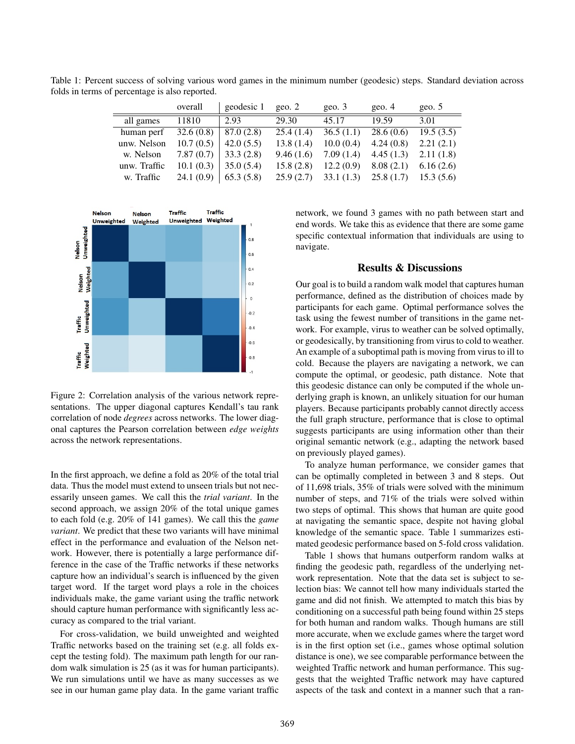Table 1: Percent success of solving various word games in the minimum number (geodesic) steps. Standard deviation across folds in terms of percentage is also reported.

|  | overall | geodesic 1 | geo. 2 | geo. 3 | geo. 4 | geo. 5 |
|---|---|---|---|---|---|---|
| all games | 11810 | 2.93 | 29.30 | 45.17 | 19.59 | 3.01 |
| human perf | 32.6 (0.8) | 87.0 (2.8) | 25.4 (1.4) | 36.5 (1.1) | 28.6 (0.6) | 19.5 (3.5) |
| unw. Nelson | 10.7 (0.5) | 42.0 (5.5) | 13.8 (1.4) | 10.0 (0.4) | 4.24 (0.8) | 2.21 (2.1) |
| w. Nelson | 7.87 (0.7) | 33.3 (2.8) | 9.46 (1.6) | 7.09 (1.4) | 4.45 (1.3) | 2.11 (1.8) |
| unw. Traffic | 10.1 (0.3) | 35.0 (5.4) | 15.8 (2.8) | 12.2 (0.9) | 8.08 (2.1) | 6.16 (2.6) |
| w. Traffic | 24.1 (0.9) | 65.3 (5.8) | 25.9 (2.7) | 33.1 (1.3) | 25.8 (1.7) | 15.3 (5.6) |

Figure 2: Correlation analysis of the various network representations. The upper diagonal captures Kendall's tau rank correlation of node *degrees* across networks. The lower diagonal captures the Pearson correlation between *edge weights* across the network representations.

In the first approach, we define a fold as 20% of the total trial data. Thus the model must extend to unseen trials but not necessarily unseen games. We call this the *trial variant*. In the second approach, we assign 20% of the total unique games to each fold (e.g. 20% of 141 games). We call this the *game variant*. We predict that these two variants will have minimal effect in the performance and evaluation of the Nelson network. However, there is potentially a large performance difference in the case of the Traffic networks if these networks capture how an individual's search is influenced by the given target word. If the target word plays a role in the choices individuals make, the game variant using the traffic network should capture human performance with significantly less accuracy as compared to the trial variant.

For cross-validation, we build unweighted and weighted Traffic networks based on the training set (e.g. all folds except the testing fold). The maximum path length for our random walk simulation is 25 (as it was for human participants). We run simulations until we have as many successes as we see in our human game play data. In the game variant traffic network, we found 3 games with no path between start and end words. We take this as evidence that there are some game specific contextual information that individuals are using to navigate.

## Results & Discussions

Our goal is to build a random walk model that captures human performance, defined as the distribution of choices made by participants for each game. Optimal performance solves the task using the fewest number of transitions in the game network. For example, virus to weather can be solved optimally, or geodesically, by transitioning from virus to cold to weather. An example of a suboptimal path is moving from virus to ill to cold. Because the players are navigating a network, we can compute the optimal, or geodesic, path distance. Note that this geodesic distance can only be computed if the whole underlying graph is known, an unlikely situation for our human players. Because participants probably cannot directly access the full graph structure, performance that is close to optimal suggests participants are using information other than their original semantic network (e.g., adapting the network based on previously played games).

To analyze human performance, we consider games that can be optimally completed in between 3 and 8 steps. Out of 11,698 trials, 35% of trials were solved with the minimum number of steps, and 71% of the trials were solved within two steps of optimal. This shows that human are quite good at navigating the semantic space, despite not having global knowledge of the semantic space. Table 1 summarizes estimated geodesic performance based on 5-fold cross validation.

Table 1 shows that humans outperform random walks at finding the geodesic path, regardless of the underlying network representation. Note that the data set is subject to selection bias: We cannot tell how many individuals started the game and did not finish. We attempted to match this bias by conditioning on a successful path being found within 25 steps for both human and random walks. Though humans are still more accurate, when we exclude games where the target word is in the first option set (i.e., games whose optimal solution distance is one), we see comparable performance between the weighted Traffic network and human performance. This suggests that the weighted Traffic network may have captured aspects of the task and context in a manner such that a ran-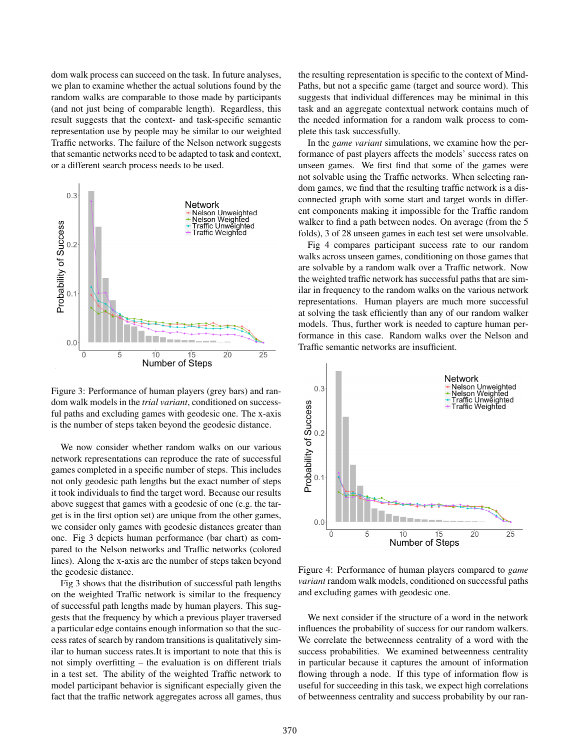dom walk process can succeed on the task. In future analyses, we plan to examine whether the actual solutions found by the random walks are comparable to those made by participants (and not just being of comparable length). Regardless, this result suggests that the context- and task-specific semantic representation use by people may be similar to our weighted Traffic networks. The failure of the Nelson network suggests that semantic networks need to be adapted to task and context, or a different search process needs to be used.

Figure 3: Performance of human players (grey bars) and random walk models in the *trial variant*, conditioned on successful paths and excluding games with geodesic one. The x-axis is the number of steps taken beyond the geodesic distance.

We now consider whether random walks on our various network representations can reproduce the rate of successful games completed in a specific number of steps. This includes not only geodesic path lengths but the exact number of steps it took individuals to find the target word. Because our results above suggest that games with a geodesic of one (e.g. the target is in the first option set) are unique from the other games, we consider only games with geodesic distances greater than one. Fig 3 depicts human performance (bar chart) as compared to the Nelson networks and Traffic networks (colored lines). Along the x-axis are the number of steps taken beyond the geodesic distance.

Fig 3 shows that the distribution of successful path lengths on the weighted Traffic network is similar to the frequency of successful path lengths made by human players. This suggests that the frequency by which a previous player traversed a particular edge contains enough information so that the success rates of search by random transitions is qualitatively similar to human success rates.It is important to note that this is not simply overfitting – the evaluation is on different trials in a test set. The ability of the weighted Traffic network to model participant behavior is significant especially given the fact that the traffic network aggregates across all games, thus the resulting representation is specific to the context of MindPaths, but not a specific game (target and source word). This suggests that individual differences may be minimal in this task and an aggregate contextual network contains much of the needed information for a random walk process to complete this task successfully.

In the *game variant* simulations, we examine how the performance of past players affects the models' success rates on unseen games. We first find that some of the games were not solvable using the Traffic networks. When selecting random games, we find that the resulting traffic network is a disconnected graph with some start and target words in different components making it impossible for the Traffic random walker to find a path between nodes. On average (from the 5 folds), 3 of 28 unseen games in each test set were unsolvable.

Fig 4 compares participant success rate to our random walks across unseen games, conditioning on those games that are solvable by a random walk over a Traffic network. Now the weighted traffic network has successful paths that are similar in frequency to the random walks on the various network representations. Human players are much more successful at solving the task efficiently than any of our random walker models. Thus, further work is needed to capture human performance in this case. Random walks over the Nelson and Traffic semantic networks are insufficient.

Figure 4: Performance of human players compared to *game variant* random walk models, conditioned on successful paths and excluding games with geodesic one.

We next consider if the structure of a word in the network influences the probability of success for our random walkers. We correlate the betweenness centrality of a word with the success probabilities. We examined betweenness centrality in particular because it captures the amount of information flowing through a node. If this type of information flow is useful for succeeding in this task, we expect high correlations of betweenness centrality and success probability by our ran-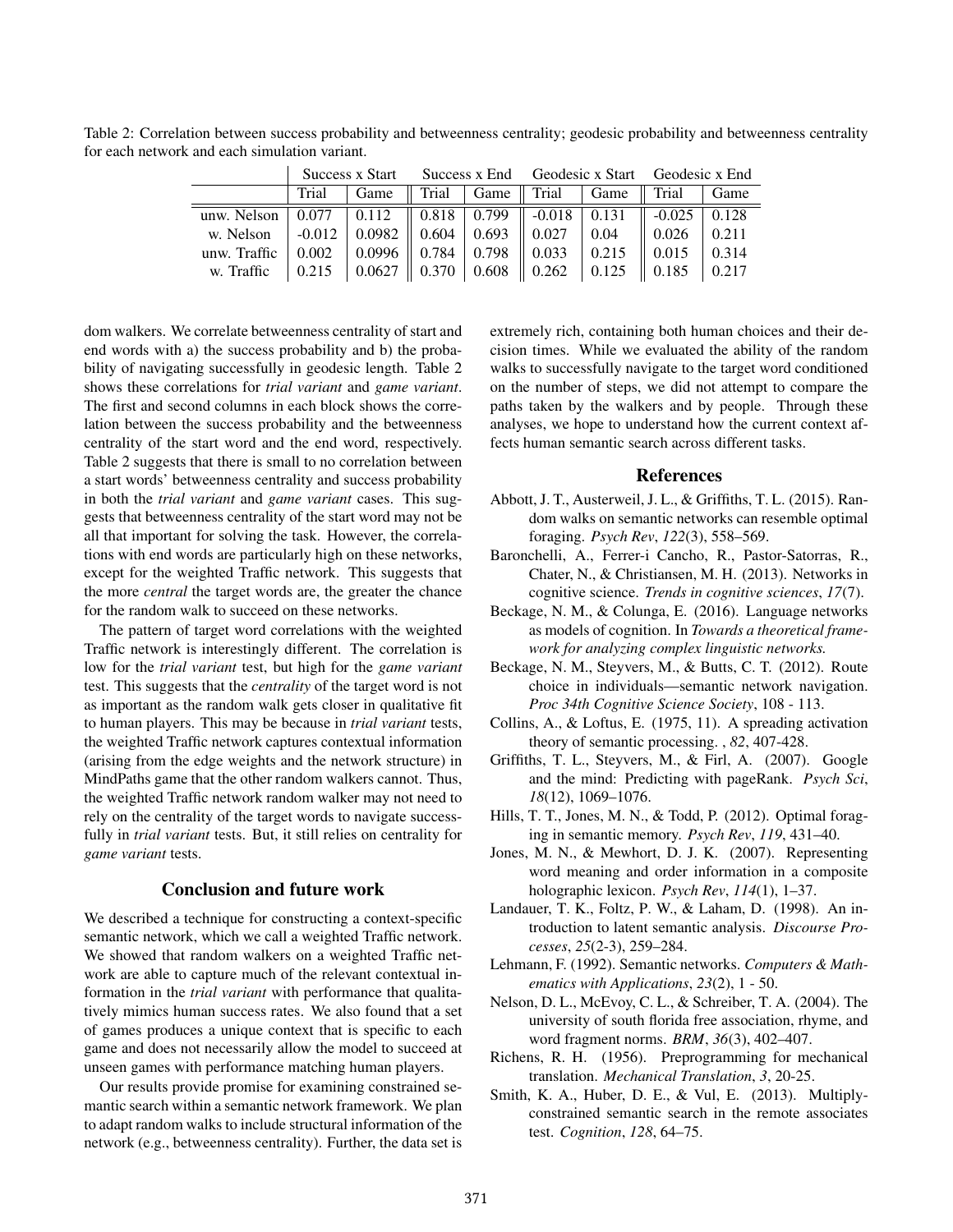Table 2: Correlation between success probability and betweenness centrality; geodesic probability and betweenness centrality for each network and each simulation variant.

| | Success x Start | | Success x End | | Geodesic x Start | | Geodesic x End | |
|---|---|---|---|---|---|---|---|---|
| | Trial | Game | Trial | Game | Trial | Game | Trial | Game |
| unw. Nelson | 0.077 | 0.112 | 0.818 | 0.799 | -0.018 | 0.131 | -0.025 | 0.128 |
| w. Nelson | -0.012 | 0.0982 | 0.604 | 0.693 | 0.027 | 0.04 | 0.026 | 0.211 |
| unw. Traffic | 0.002 | 0.0996 | 0.784 | 0.798 | 0.033 | 0.215 | 0.015 | 0.314 |
| w. Traffic | 0.215 | 0.0627 | 0.370 | 0.608 | 0.262 | 0.125 | 0.185 | 0.217 |

dom walkers. We correlate betweenness centrality of start and end words with a) the success probability and b) the probability of navigating successfully in geodesic length. Table 2 shows these correlations for *trial variant* and *game variant*. The first and second columns in each block shows the correlation between the success probability and the betweenness centrality of the start word and the end word, respectively. Table 2 suggests that there is small to no correlation between a start words' betweenness centrality and success probability in both the *trial variant* and *game variant* cases. This suggests that betweenness centrality of the start word may not be all that important for solving the task. However, the correlations with end words are particularly high on these networks, except for the weighted Traffic network. This suggests that the more *central* the target words are, the greater the chance for the random walk to succeed on these networks.

The pattern of target word correlations with the weighted Traffic network is interestingly different. The correlation is low for the *trial variant* test, but high for the *game variant* test. This suggests that the *centrality* of the target word is not as important as the random walk gets closer in qualitative fit to human players. This may be because in *trial variant* tests, the weighted Traffic network captures contextual information (arising from the edge weights and the network structure) in MindPaths game that the other random walkers cannot. Thus, the weighted Traffic network random walker may not need to rely on the centrality of the target words to navigate successfully in *trial variant* tests. But, it still relies on centrality for *game variant* tests.

## Conclusion and future work

We described a technique for constructing a context-specific semantic network, which we call a weighted Traffic network. We showed that random walkers on a weighted Traffic network are able to capture much of the relevant contextual information in the *trial variant* with performance that qualitatively mimics human success rates. We also found that a set of games produces a unique context that is specific to each game and does not necessarily allow the model to succeed at unseen games with performance matching human players.

Our results provide promise for examining constrained semantic search within a semantic network framework. We plan to adapt random walks to include structural information of the network (e.g., betweenness centrality). Further, the data set is extremely rich, containing both human choices and their decision times. While we evaluated the ability of the random walks to successfully navigate to the target word conditioned on the number of steps, we did not attempt to compare the paths taken by the walkers and by people. Through these analyses, we hope to understand how the current context affects human semantic search across different tasks.

## References

Abbott, J. T., Austerweil, J. L., & Griffiths, T. L. (2015). Random walks on semantic networks can resemble optimal foraging. *Psych Rev*, *122*(3), 558–569.

Baronchelli, A., Ferrer-i Cancho, R., Pastor-Satorras, R., Chater, N., & Christiansen, M. H. (2013). Networks in cognitive science. *Trends in cognitive sciences*, *17*(7).

Beckage, N. M., & Colunga, E. (2016). Language networks as models of cognition. In *Towards a theoretical framework for analyzing complex linguistic networks.*

Beckage, N. M., Steyvers, M., & Butts, C. T. (2012). Route choice in individuals—semantic network navigation. *Proc 34th Cognitive Science Society*, 108 - 113.

Collins, A., & Loftus, E. (1975, 11). A spreading activation theory of semantic processing. , *82*, 407-428.

Griffiths, T. L., Steyvers, M., & Firl, A. (2007). Google and the mind: Predicting with pageRank. *Psych Sci*, *18*(12), 1069–1076.

Hills, T. T., Jones, M. N., & Todd, P. (2012). Optimal foraging in semantic memory. *Psych Rev*, *119*, 431–40.

Jones, M. N., & Mewhort, D. J. K. (2007). Representing word meaning and order information in a composite holographic lexicon. *Psych Rev*, *114*(1), 1–37.

Landauer, T. K., Foltz, P. W., & Laham, D. (1998). An introduction to latent semantic analysis. *Discourse Processes*, *25*(2-3), 259–284.

Lehmann, F. (1992). Semantic networks. *Computers & Mathematics with Applications*, *23*(2), 1 - 50.

Nelson, D. L., McEvoy, C. L., & Schreiber, T. A. (2004). The university of south florida free association, rhyme, and word fragment norms. *BRM*, *36*(3), 402–407.

Richens, R. H. (1956). Preprogramming for mechanical translation. *Mechanical Translation*, *3*, 20-25.

Smith, K. A., Huber, D. E., & Vul, E. (2013). Multiply-constrained semantic search in the remote associates test. *Cognition*, *128*, 64–75.